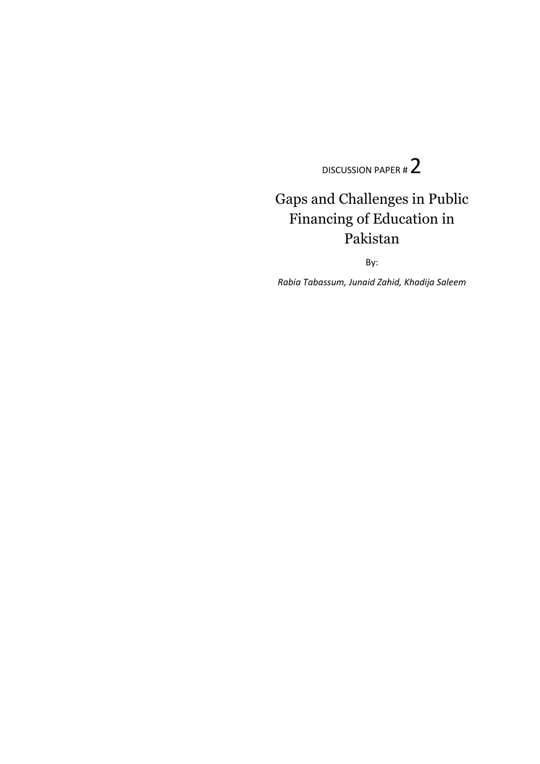DISCUSSION PAPER # 2

# Gaps and Challenges in Public Financing of Education in Pakistan

By:

*Rabia Tabassum, Junaid Zahid, Khadija Saleem*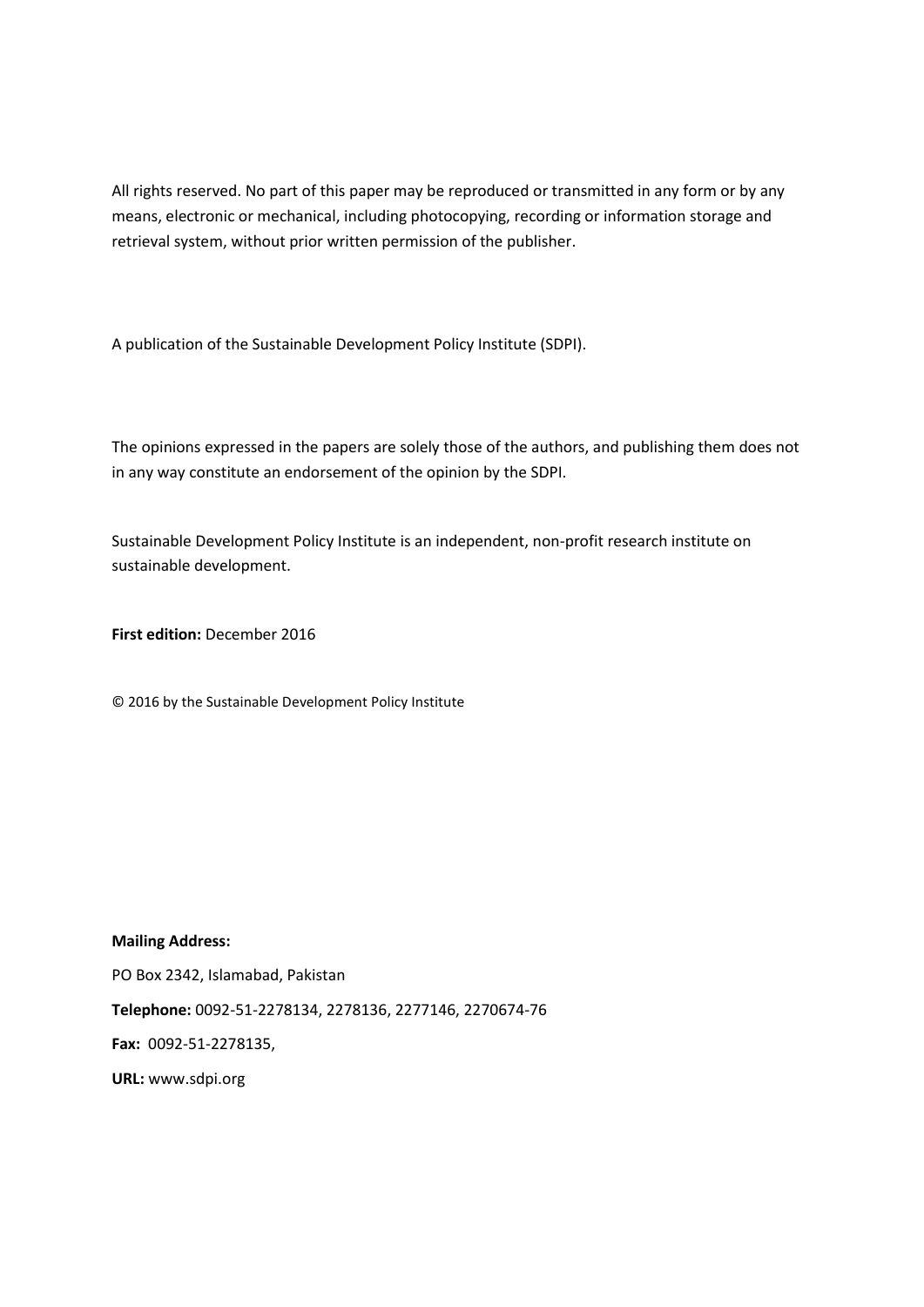All rights reserved. No part of this paper may be reproduced or transmitted in any form or by any means, electronic or mechanical, including photocopying, recording or information storage and retrieval system, without prior written permission of the publisher.

A publication of the Sustainable Development Policy Institute (SDPI).

The opinions expressed in the papers are solely those of the authors, and publishing them does not in any way constitute an endorsement of the opinion by the SDPI.

Sustainable Development Policy Institute is an independent, non-profit research institute on sustainable development.

**First edition:** December 2016

© 2016 by the Sustainable Development Policy Institute

**Mailing Address:**

PO Box 2342, Islamabad, Pakistan

**Telephone:** 0092-51-2278134, 2278136, 2277146, 2270674-76

**Fax:** 0092-51-2278135,

**URL:** www.sdpi.org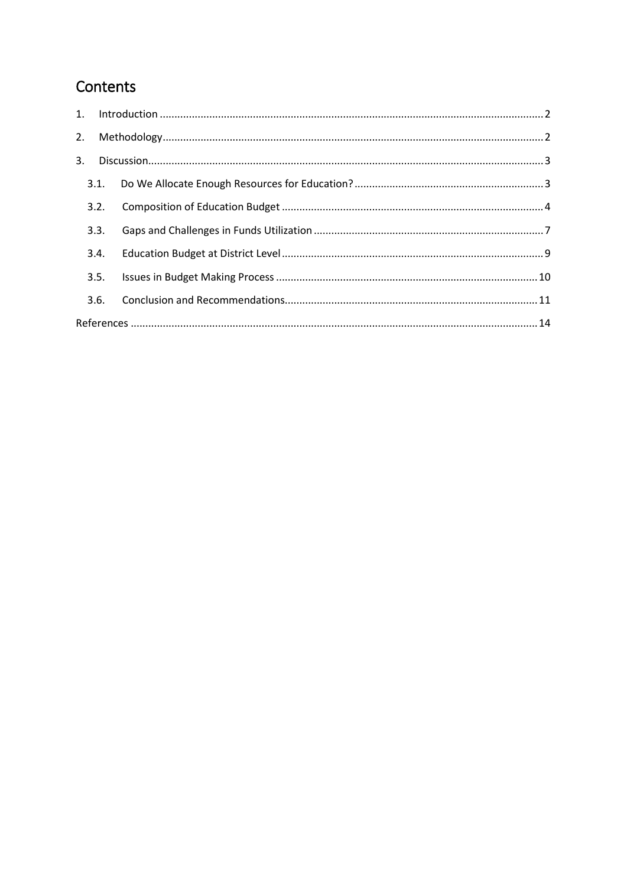# Contents

1. Introduction ........ 2
2. Methodology ........ 2
3. Discussion ........ 3
   - 3.1. Do We Allocate Enough Resources for Education? ........ 3
   - 3.2. Composition of Education Budget ........ 4
   - 3.3. Gaps and Challenges in Funds Utilization ........ 7
   - 3.4. Education Budget at District Level ........ 9
   - 3.5. Issues in Budget Making Process ........ 10
   - 3.6. Conclusion and Recommendations ........ 11

References ........ 14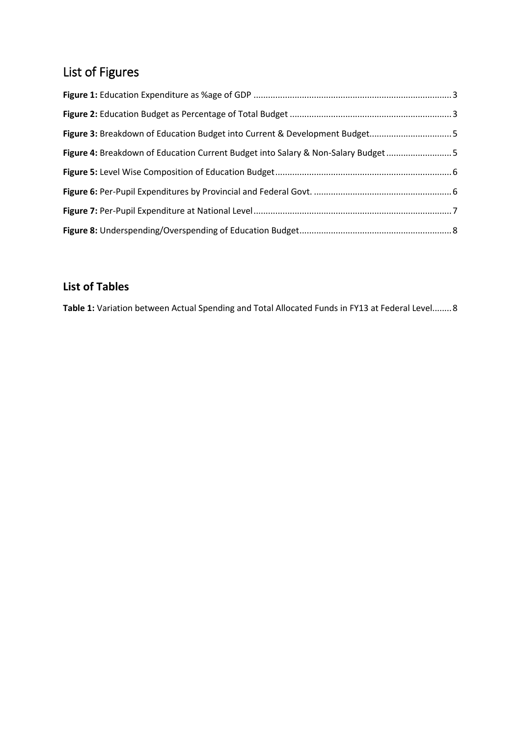# List of Figures

**Figure 1:** Education Expenditure as %age of GDP ........ 3

**Figure 2:** Education Budget as Percentage of Total Budget ........ 3

**Figure 3:** Breakdown of Education Budget into Current & Development Budget........ 5

**Figure 4:** Breakdown of Education Current Budget into Salary & Non-Salary Budget ........ 5

**Figure 5:** Level Wise Composition of Education Budget........ 6

**Figure 6:** Per-Pupil Expenditures by Provincial and Federal Govt. ........ 6

**Figure 7:** Per-Pupil Expenditure at National Level........ 7

**Figure 8:** Underspending/Overspending of Education Budget........ 8

## List of Tables

**Table 1:** Variation between Actual Spending and Total Allocated Funds in FY13 at Federal Level........ 8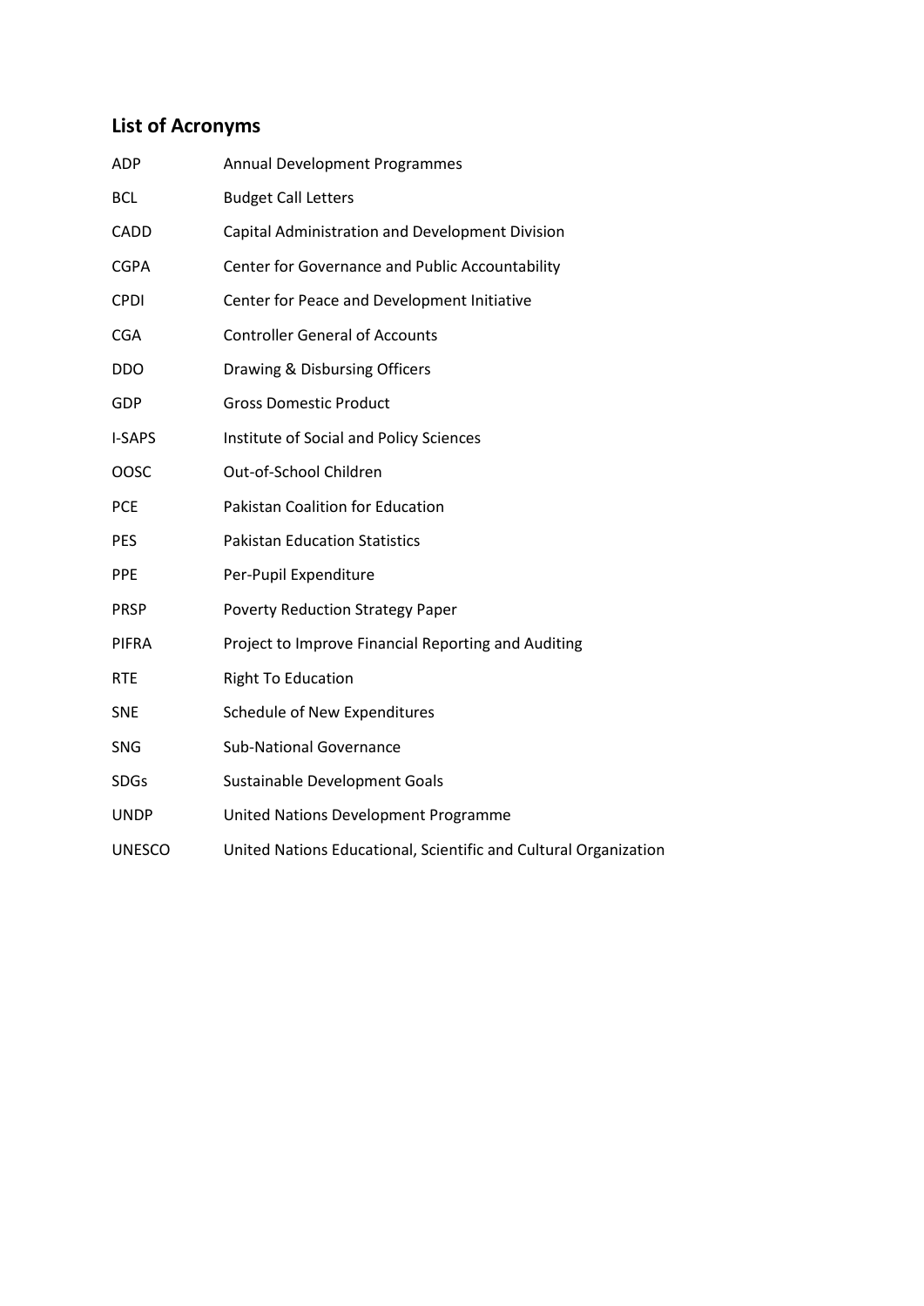## List of Acronyms

| | |
|---|---|
| ADP | Annual Development Programmes |
| BCL | Budget Call Letters |
| CADD | Capital Administration and Development Division |
| CGPA | Center for Governance and Public Accountability |
| CPDI | Center for Peace and Development Initiative |
| CGA | Controller General of Accounts |
| DDO | Drawing & Disbursing Officers |
| GDP | Gross Domestic Product |
| I-SAPS | Institute of Social and Policy Sciences |
| OOSC | Out-of-School Children |
| PCE | Pakistan Coalition for Education |
| PES | Pakistan Education Statistics |
| PPE | Per-Pupil Expenditure |
| PRSP | Poverty Reduction Strategy Paper |
| PIFRA | Project to Improve Financial Reporting and Auditing |
| RTE | Right To Education |
| SNE | Schedule of New Expenditures |
| SNG | Sub-National Governance |
| SDGs | Sustainable Development Goals |
| UNDP | United Nations Development Programme |
| UNESCO | United Nations Educational, Scientific and Cultural Organization |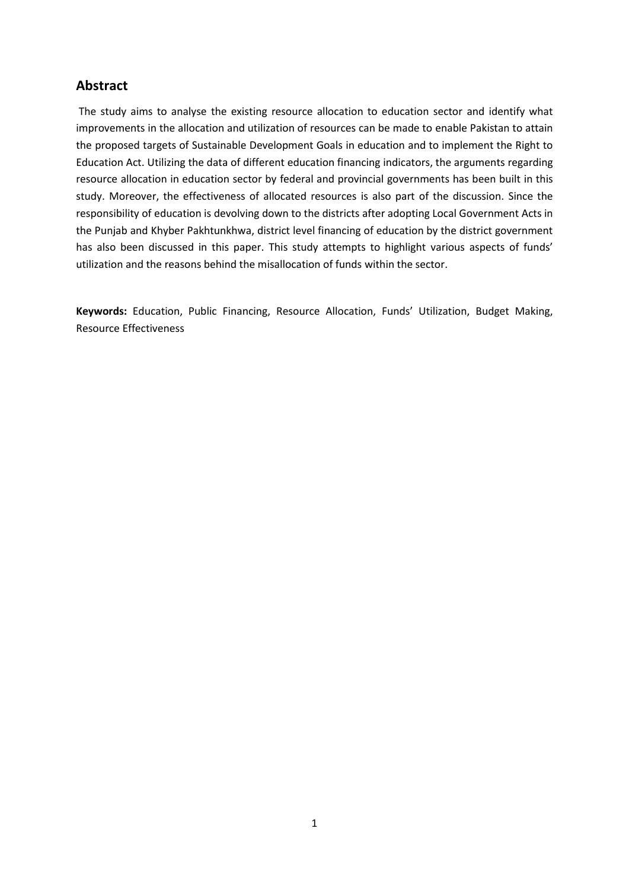## Abstract

The study aims to analyse the existing resource allocation to education sector and identify what improvements in the allocation and utilization of resources can be made to enable Pakistan to attain the proposed targets of Sustainable Development Goals in education and to implement the Right to Education Act. Utilizing the data of different education financing indicators, the arguments regarding resource allocation in education sector by federal and provincial governments has been built in this study. Moreover, the effectiveness of allocated resources is also part of the discussion. Since the responsibility of education is devolving down to the districts after adopting Local Government Acts in the Punjab and Khyber Pakhtunkhwa, district level financing of education by the district government has also been discussed in this paper. This study attempts to highlight various aspects of funds' utilization and the reasons behind the misallocation of funds within the sector.

**Keywords:** Education, Public Financing, Resource Allocation, Funds' Utilization, Budget Making, Resource Effectiveness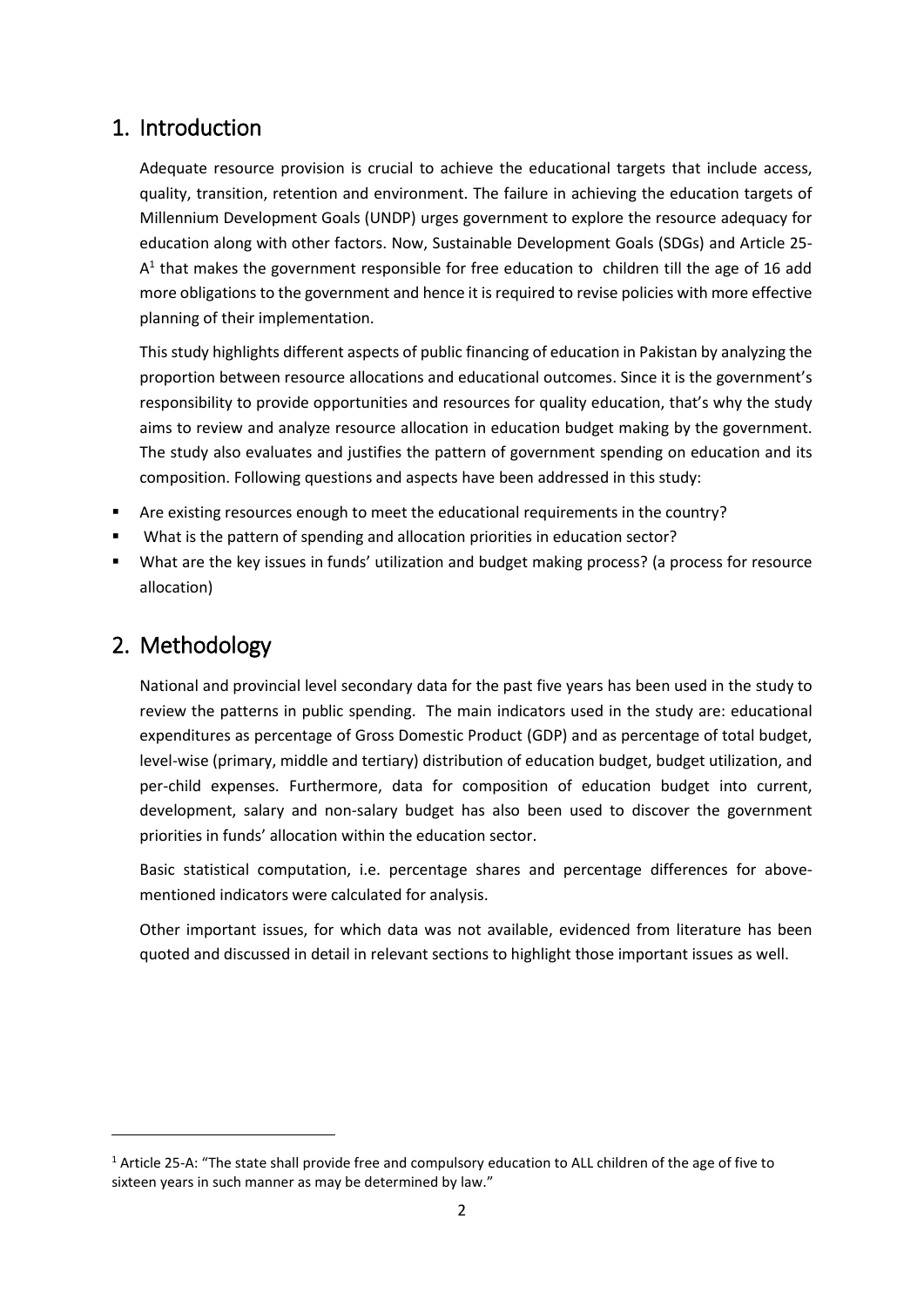# 1. Introduction

Adequate resource provision is crucial to achieve the educational targets that include access, quality, transition, retention and environment. The failure in achieving the education targets of Millennium Development Goals (UNDP) urges government to explore the resource adequacy for education along with other factors. Now, Sustainable Development Goals (SDGs) and Article 25-A[1] that makes the government responsible for free education to children till the age of 16 add more obligations to the government and hence it is required to revise policies with more effective planning of their implementation.

This study highlights different aspects of public financing of education in Pakistan by analyzing the proportion between resource allocations and educational outcomes. Since it is the government's responsibility to provide opportunities and resources for quality education, that's why the study aims to review and analyze resource allocation in education budget making by the government. The study also evaluates and justifies the pattern of government spending on education and its composition. Following questions and aspects have been addressed in this study:

- Are existing resources enough to meet the educational requirements in the country?
- What is the pattern of spending and allocation priorities in education sector?
- What are the key issues in funds' utilization and budget making process? (a process for resource allocation)

# 2. Methodology

National and provincial level secondary data for the past five years has been used in the study to review the patterns in public spending. The main indicators used in the study are: educational expenditures as percentage of Gross Domestic Product (GDP) and as percentage of total budget, level-wise (primary, middle and tertiary) distribution of education budget, budget utilization, and per-child expenses. Furthermore, data for composition of education budget into current, development, salary and non-salary budget has also been used to discover the government priorities in funds' allocation within the education sector.

Basic statistical computation, i.e. percentage shares and percentage differences for above-mentioned indicators were calculated for analysis.

Other important issues, for which data was not available, evidenced from literature has been quoted and discussed in detail in relevant sections to highlight those important issues as well.

---

[1] Article 25-A: "The state shall provide free and compulsory education to ALL children of the age of five to sixteen years in such manner as may be determined by law."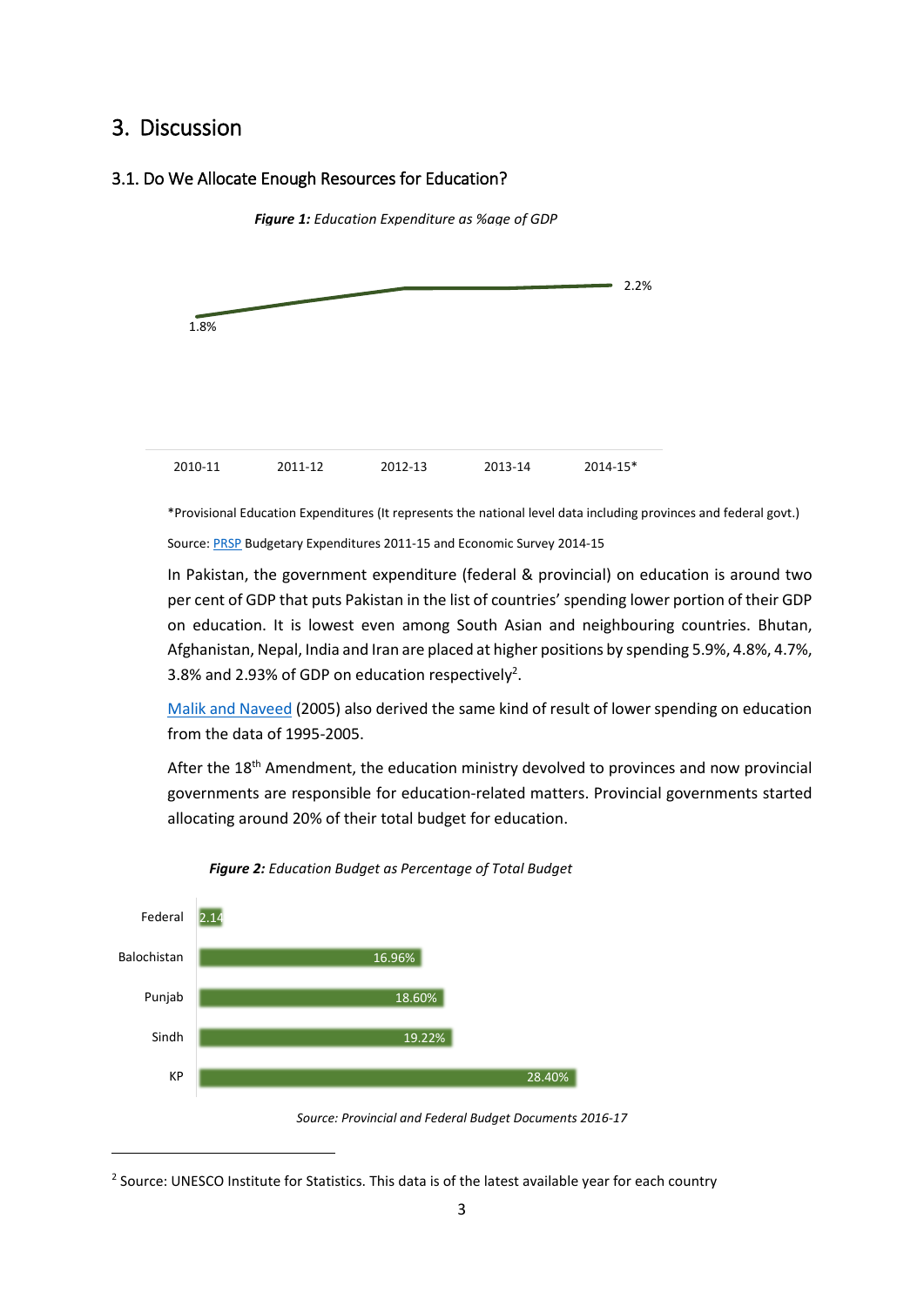# 3. Discussion

## 3.1. Do We Allocate Enough Resources for Education?

***Figure 1:*** *Education Expenditure as %age of GDP*

*Provisional Education Expenditures (It represents the national level data including provinces and federal govt.)

Source: PRSP Budgetary Expenditures 2011-15 and Economic Survey 2014-15

In Pakistan, the government expenditure (federal & provincial) on education is around two per cent of GDP that puts Pakistan in the list of countries' spending lower portion of their GDP on education. It is lowest even among South Asian and neighbouring countries. Bhutan, Afghanistan, Nepal, India and Iran are placed at higher positions by spending 5.9%, 4.8%, 4.7%, 3.8% and 2.93% of GDP on education respectively[2].

Malik and Naveed (2005) also derived the same kind of result of lower spending on education from the data of 1995-2005.

After the 18th Amendment, the education ministry devolved to provinces and now provincial governments are responsible for education-related matters. Provincial governments started allocating around 20% of their total budget for education.

***Figure 2:*** *Education Budget as Percentage of Total Budget*

| | Education Budget as % of Total Budget |
|---|---|
| Federal | 2.14 |
| Balochistan | 16.96% |
| Punjab | 18.60% |
| Sindh | 19.22% |
| KP | 28.40% |

*Source: Provincial and Federal Budget Documents 2016-17*

[2] Source: UNESCO Institute for Statistics. This data is of the latest available year for each country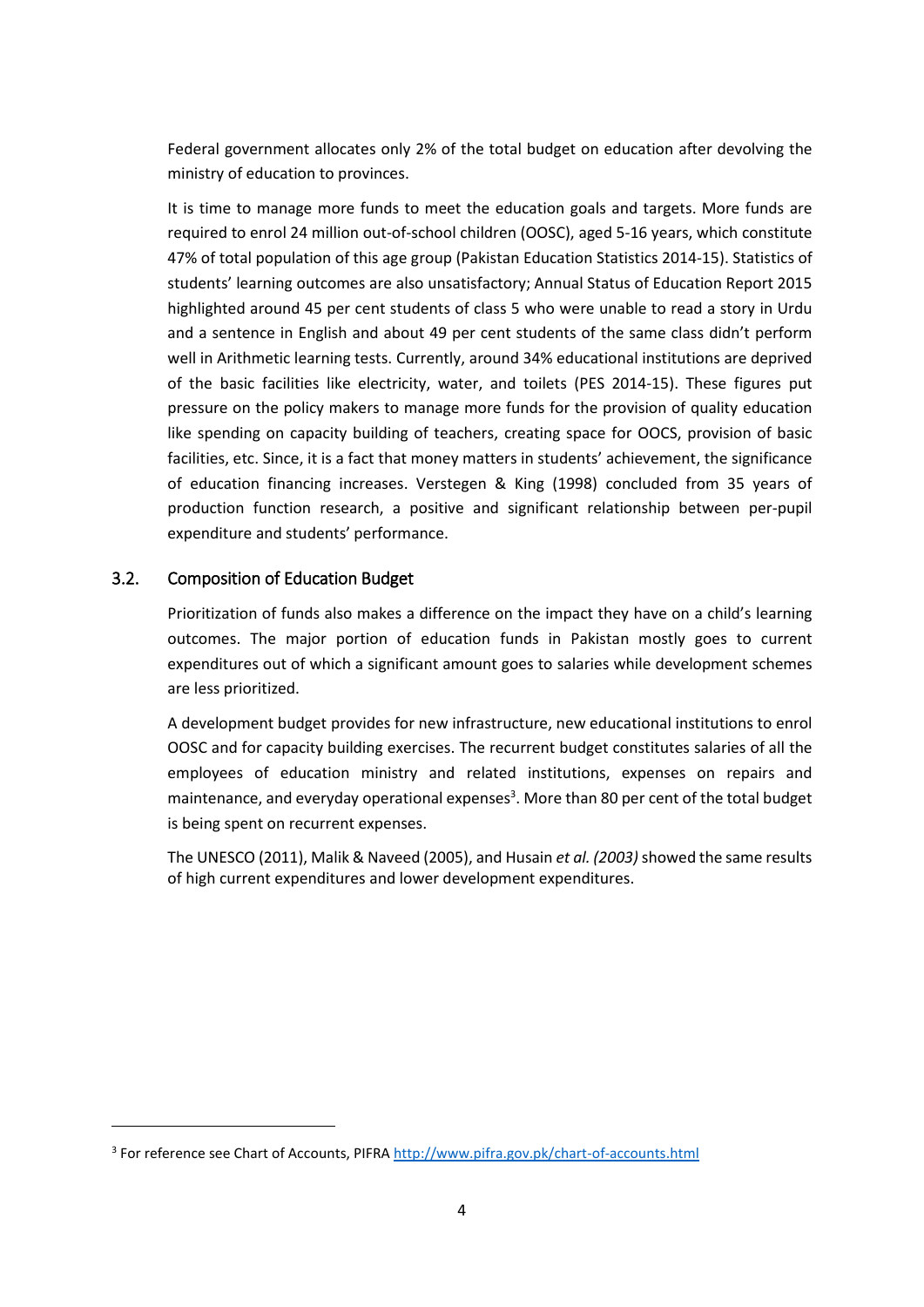Federal government allocates only 2% of the total budget on education after devolving the ministry of education to provinces.

It is time to manage more funds to meet the education goals and targets. More funds are required to enrol 24 million out-of-school children (OOSC), aged 5-16 years, which constitute 47% of total population of this age group (Pakistan Education Statistics 2014-15). Statistics of students' learning outcomes are also unsatisfactory; Annual Status of Education Report 2015 highlighted around 45 per cent students of class 5 who were unable to read a story in Urdu and a sentence in English and about 49 per cent students of the same class didn't perform well in Arithmetic learning tests. Currently, around 34% educational institutions are deprived of the basic facilities like electricity, water, and toilets (PES 2014-15). These figures put pressure on the policy makers to manage more funds for the provision of quality education like spending on capacity building of teachers, creating space for OOCS, provision of basic facilities, etc. Since, it is a fact that money matters in students' achievement, the significance of education financing increases. Verstegen & King (1998) concluded from 35 years of production function research, a positive and significant relationship between per-pupil expenditure and students' performance.

### 3.2. Composition of Education Budget

Prioritization of funds also makes a difference on the impact they have on a child's learning outcomes. The major portion of education funds in Pakistan mostly goes to current expenditures out of which a significant amount goes to salaries while development schemes are less prioritized.

A development budget provides for new infrastructure, new educational institutions to enrol OOSC and for capacity building exercises. The recurrent budget constitutes salaries of all the employees of education ministry and related institutions, expenses on repairs and maintenance, and everyday operational expenses[3]. More than 80 per cent of the total budget is being spent on recurrent expenses.

The UNESCO (2011), Malik & Naveed (2005), and Husain *et al. (2003)* showed the same results of high current expenditures and lower development expenditures.

[3] For reference see Chart of Accounts, PIFRA http://www.pifra.gov.pk/chart-of-accounts.html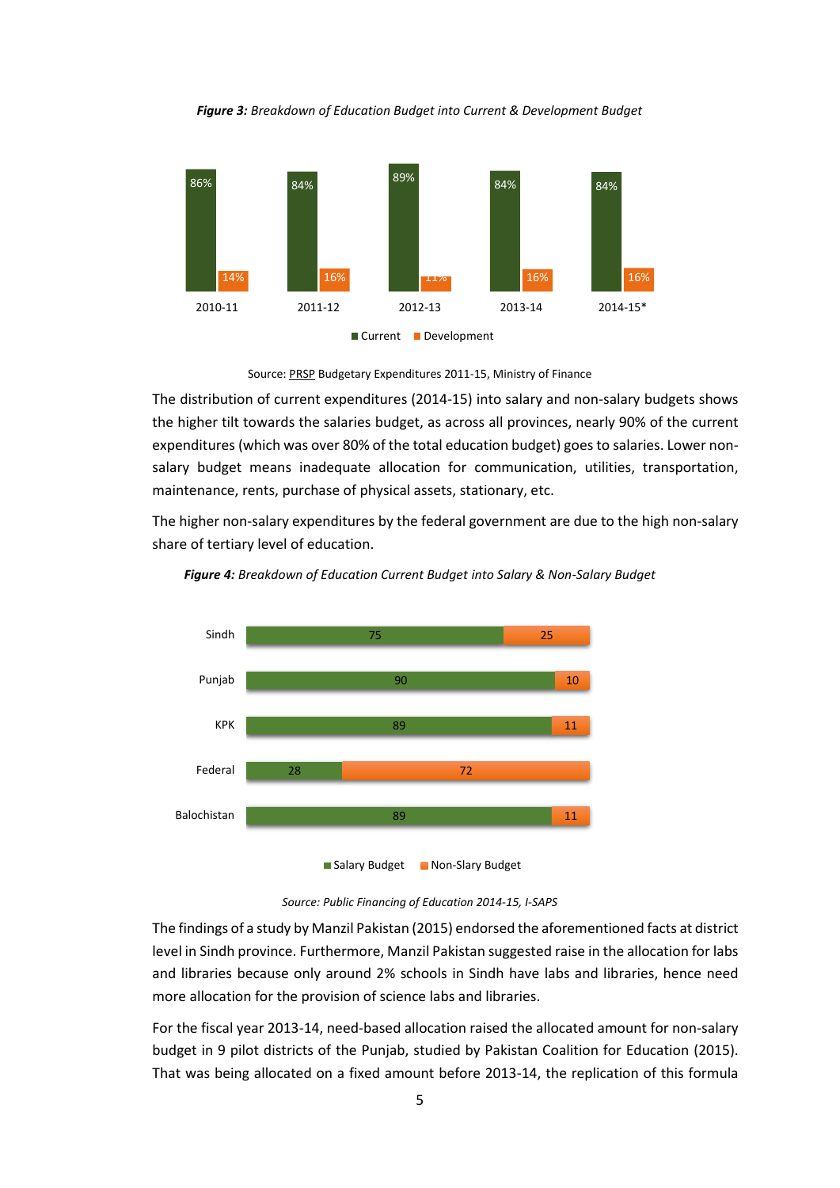***Figure 3:*** *Breakdown of Education Budget into Current & Development Budget*

| Year | Current | Development |
|---|---|---|
| 2010-11 | 86% | 14% |
| 2011-12 | 84% | 16% |
| 2012-13 | 89% | 11% |
| 2013-14 | 84% | 16% |
| 2014-15* | 84% | 16% |

Source: PRSP Budgetary Expenditures 2011-15, Ministry of Finance

The distribution of current expenditures (2014-15) into salary and non-salary budgets shows the higher tilt towards the salaries budget, as across all provinces, nearly 90% of the current expenditures (which was over 80% of the total education budget) goes to salaries. Lower non-salary budget means inadequate allocation for communication, utilities, transportation, maintenance, rents, purchase of physical assets, stationary, etc.

The higher non-salary expenditures by the federal government are due to the high non-salary share of tertiary level of education.

***Figure 4:*** *Breakdown of Education Current Budget into Salary & Non-Salary Budget*

| | Salary Budget | Non-Slary Budget |
|---|---|---|
| Sindh | 75 | 25 |
| Punjab | 90 | 10 |
| KPK | 89 | 11 |
| Federal | 28 | 72 |
| Balochistan | 89 | 11 |

*Source: Public Financing of Education 2014-15, I-SAPS*

The findings of a study by Manzil Pakistan (2015) endorsed the aforementioned facts at district level in Sindh province. Furthermore, Manzil Pakistan suggested raise in the allocation for labs and libraries because only around 2% schools in Sindh have labs and libraries, hence need more allocation for the provision of science labs and libraries.

For the fiscal year 2013-14, need-based allocation raised the allocated amount for non-salary budget in 9 pilot districts of the Punjab, studied by Pakistan Coalition for Education (2015). That was being allocated on a fixed amount before 2013-14, the replication of this formula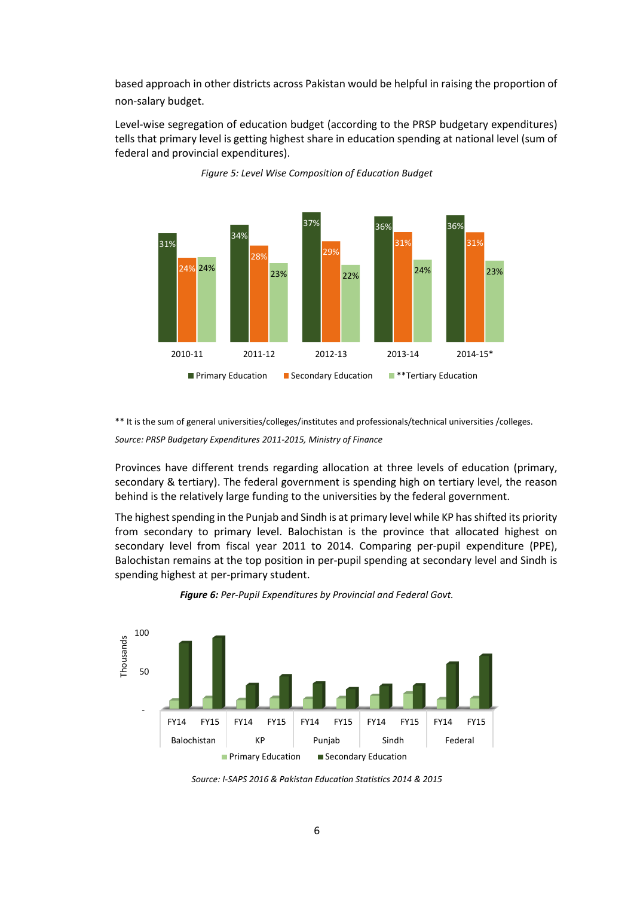based approach in other districts across Pakistan would be helpful in raising the proportion of non-salary budget.

Level-wise segregation of education budget (according to the PRSP budgetary expenditures) tells that primary level is getting highest share in education spending at national level (sum of federal and provincial expenditures).

*Figure 5: Level Wise Composition of Education Budget*

| | 2010-11 | 2011-12 | 2012-13 | 2013-14 | 2014-15* |
|---|---|---|---|---|---|
| Primary Education | 31% | 34% | 37% | 36% | 36% |
| Secondary Education | 24% | 28% | 29% | 31% | 31% |
| **Tertiary Education | 24% | 23% | 22% | 24% | 23% |

** It is the sum of general universities/colleges/institutes and professionals/technical universities /colleges.

*Source: PRSP Budgetary Expenditures 2011-2015, Ministry of Finance*

Provinces have different trends regarding allocation at three levels of education (primary, secondary & tertiary). The federal government is spending high on tertiary level, the reason behind is the relatively large funding to the universities by the federal government.

The highest spending in the Punjab and Sindh is at primary level while KP has shifted its priority from secondary to primary level. Balochistan is the province that allocated highest on secondary level from fiscal year 2011 to 2014. Comparing per-pupil expenditure (PPE), Balochistan remains at the top position in per-pupil spending at secondary level and Sindh is spending highest at per-primary student.

***Figure 6:** Per-Pupil Expenditures by Provincial and Federal Govt.*

*Source: I-SAPS 2016 & Pakistan Education Statistics 2014 & 2015*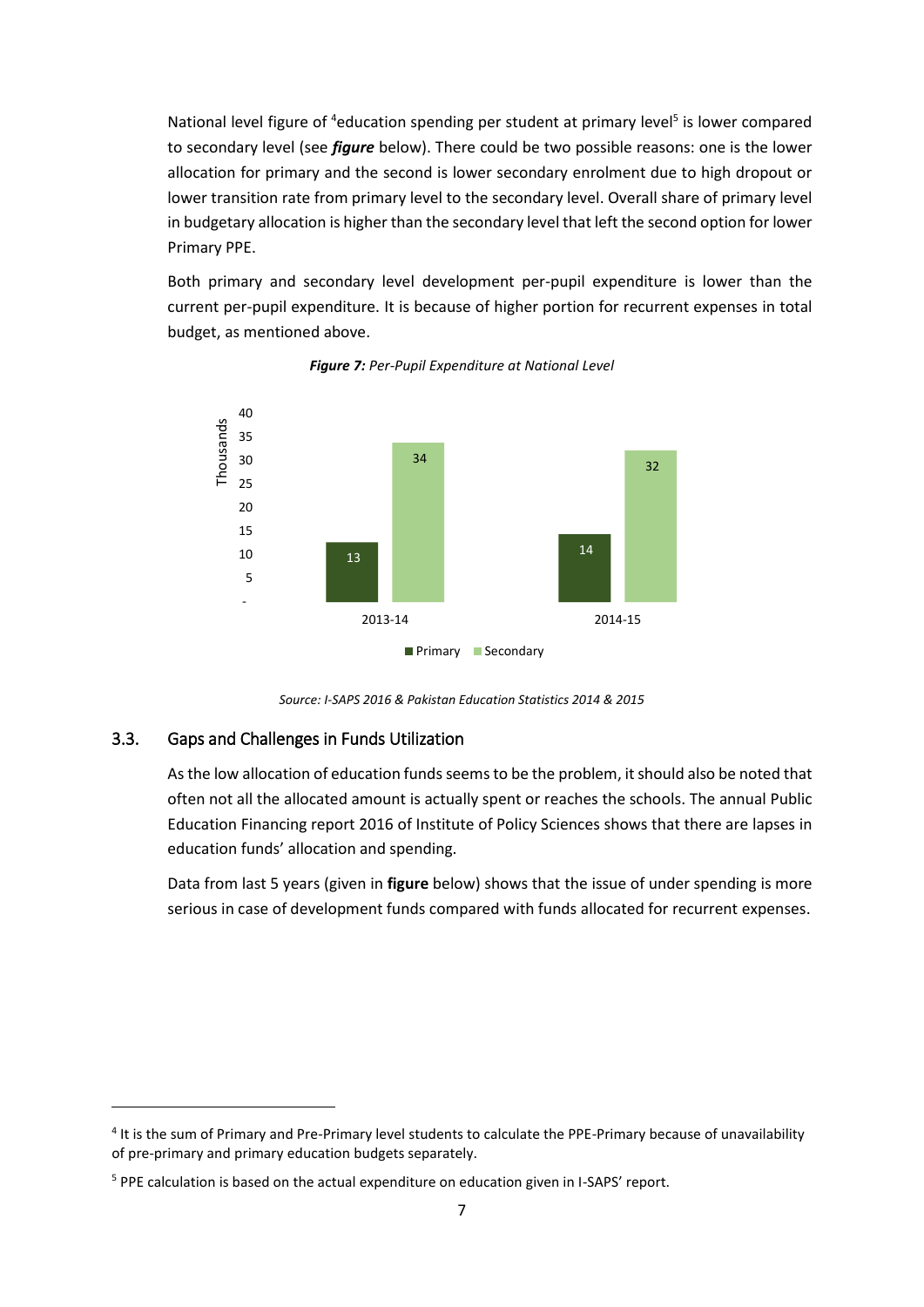National level figure of [4]education spending per student at primary level[5] is lower compared to secondary level (see ***figure*** below). There could be two possible reasons: one is the lower allocation for primary and the second is lower secondary enrolment due to high dropout or lower transition rate from primary level to the secondary level. Overall share of primary level in budgetary allocation is higher than the secondary level that left the second option for lower Primary PPE.

Both primary and secondary level development per-pupil expenditure is lower than the current per-pupil expenditure. It is because of higher portion for recurrent expenses in total budget, as mentioned above.

***Figure 7:*** *Per-Pupil Expenditure at National Level*

| Year | Primary (Thousands) | Secondary (Thousands) |
|---|---|---|
| 2013-14 | 13 | 34 |
| 2014-15 | 14 | 32 |

*Source: I-SAPS 2016 & Pakistan Education Statistics 2014 & 2015*

## 3.3. Gaps and Challenges in Funds Utilization

As the low allocation of education funds seems to be the problem, it should also be noted that often not all the allocated amount is actually spent or reaches the schools. The annual Public Education Financing report 2016 of Institute of Policy Sciences shows that there are lapses in education funds' allocation and spending.

Data from last 5 years (given in **figure** below) shows that the issue of under spending is more serious in case of development funds compared with funds allocated for recurrent expenses.

---

[4] It is the sum of Primary and Pre-Primary level students to calculate the PPE-Primary because of unavailability of pre-primary and primary education budgets separately.

[5] PPE calculation is based on the actual expenditure on education given in I-SAPS' report.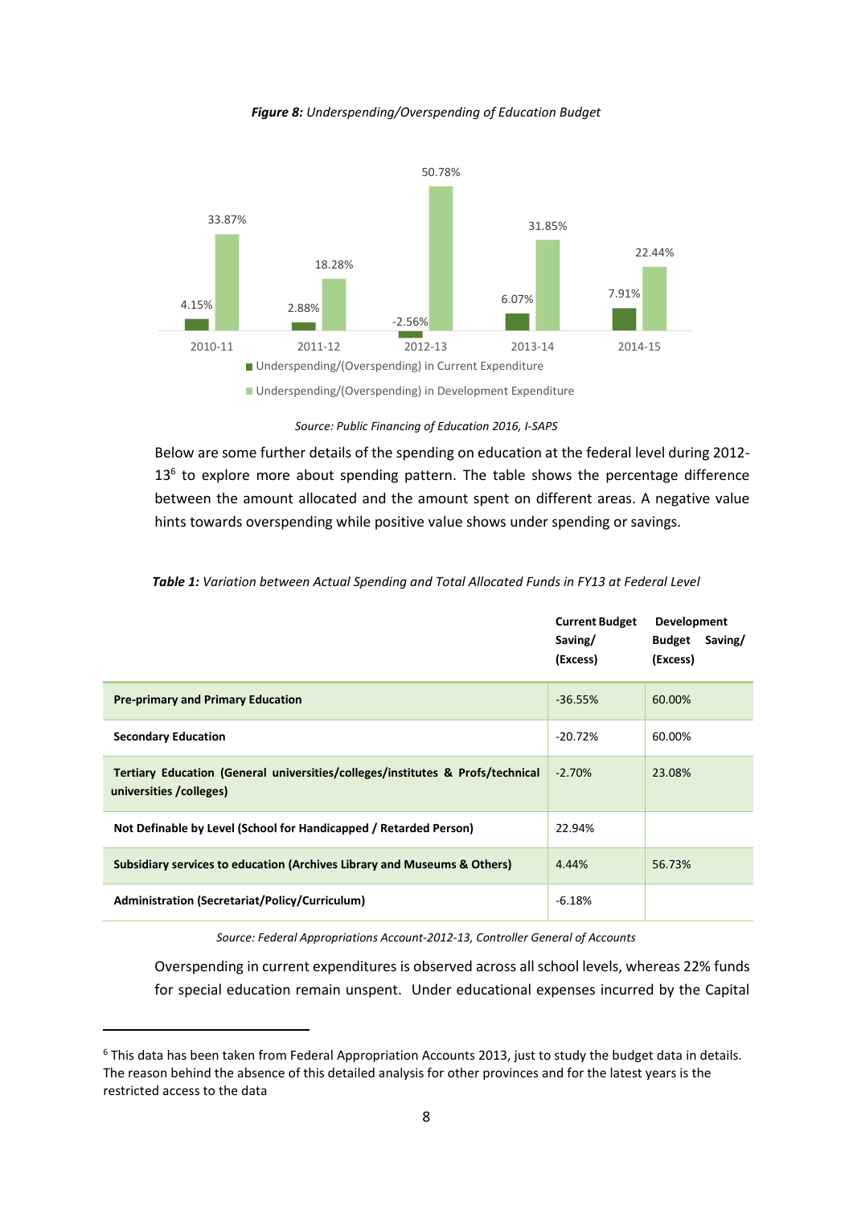***Figure 8:*** *Underspending/Overspending of Education Budget*

*Source: Public Financing of Education 2016, I-SAPS*

Below are some further details of the spending on education at the federal level during 2012-13[6] to explore more about spending pattern. The table shows the percentage difference between the amount allocated and the amount spent on different areas. A negative value hints towards overspending while positive value shows under spending or savings.

***Table 1:*** *Variation between Actual Spending and Total Allocated Funds in FY13 at Federal Level*

| | **Current Budget Saving/ (Excess)** | **Development Budget Saving/ (Excess)** |
|---|---|---|
| **Pre-primary and Primary Education** | -36.55% | 60.00% |
| **Secondary Education** | -20.72% | 60.00% |
| **Tertiary Education (General universities/colleges/institutes & Profs/technical universities /colleges)** | -2.70% | 23.08% |
| **Not Definable by Level (School for Handicapped / Retarded Person)** | 22.94% | |
| **Subsidiary services to education (Archives Library and Museums & Others)** | 4.44% | 56.73% |
| **Administration (Secretariat/Policy/Curriculum)** | -6.18% | |

*Source: Federal Appropriations Account-2012-13, Controller General of Accounts*

Overspending in current expenditures is observed across all school levels, whereas 22% funds for special education remain unspent. Under educational expenses incurred by the Capital

[6] This data has been taken from Federal Appropriation Accounts 2013, just to study the budget data in details. The reason behind the absence of this detailed analysis for other provinces and for the latest years is the restricted access to the data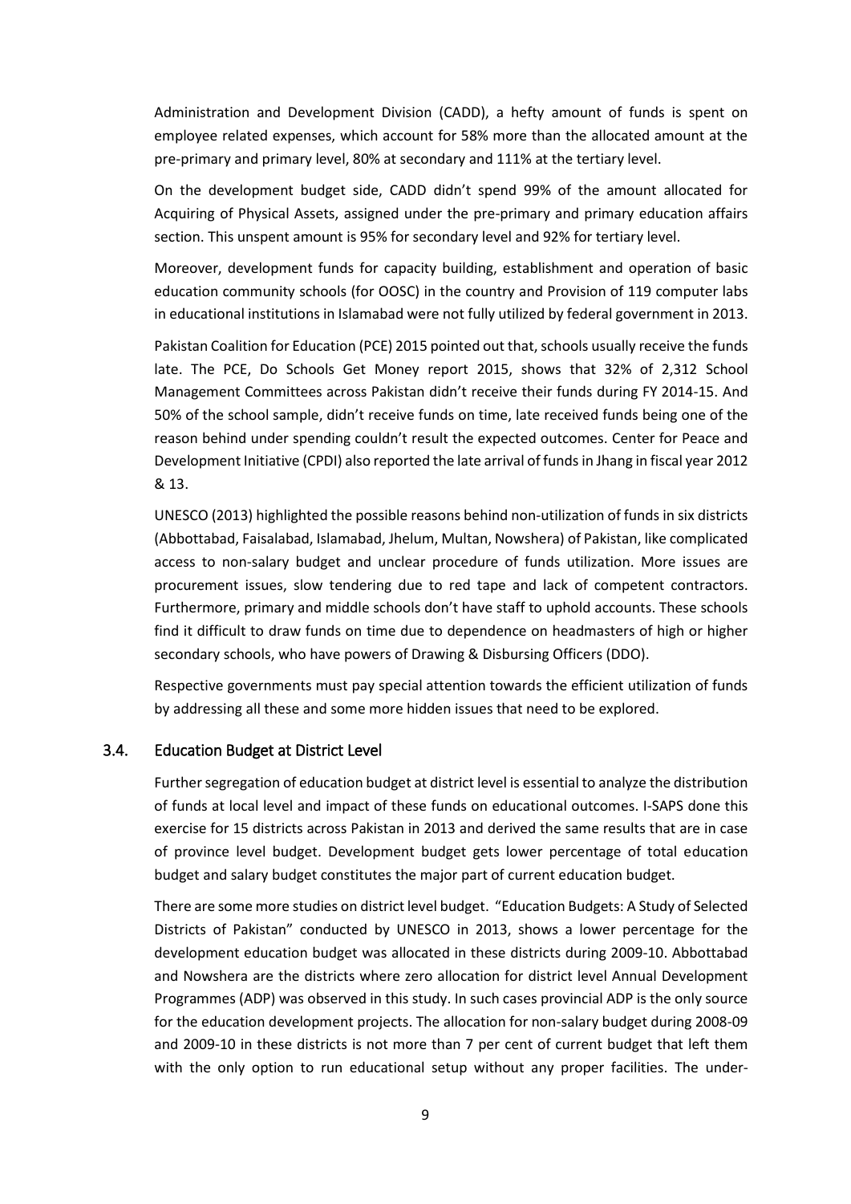Administration and Development Division (CADD), a hefty amount of funds is spent on employee related expenses, which account for 58% more than the allocated amount at the pre-primary and primary level, 80% at secondary and 111% at the tertiary level.

On the development budget side, CADD didn't spend 99% of the amount allocated for Acquiring of Physical Assets, assigned under the pre-primary and primary education affairs section. This unspent amount is 95% for secondary level and 92% for tertiary level.

Moreover, development funds for capacity building, establishment and operation of basic education community schools (for OOSC) in the country and Provision of 119 computer labs in educational institutions in Islamabad were not fully utilized by federal government in 2013.

Pakistan Coalition for Education (PCE) 2015 pointed out that, schools usually receive the funds late. The PCE, Do Schools Get Money report 2015, shows that 32% of 2,312 School Management Committees across Pakistan didn't receive their funds during FY 2014-15. And 50% of the school sample, didn't receive funds on time, late received funds being one of the reason behind under spending couldn't result the expected outcomes. Center for Peace and Development Initiative (CPDI) also reported the late arrival of funds in Jhang in fiscal year 2012 & 13.

UNESCO (2013) highlighted the possible reasons behind non-utilization of funds in six districts (Abbottabad, Faisalabad, Islamabad, Jhelum, Multan, Nowshera) of Pakistan, like complicated access to non-salary budget and unclear procedure of funds utilization. More issues are procurement issues, slow tendering due to red tape and lack of competent contractors. Furthermore, primary and middle schools don't have staff to uphold accounts. These schools find it difficult to draw funds on time due to dependence on headmasters of high or higher secondary schools, who have powers of Drawing & Disbursing Officers (DDO).

Respective governments must pay special attention towards the efficient utilization of funds by addressing all these and some more hidden issues that need to be explored.

### 3.4. Education Budget at District Level

Further segregation of education budget at district level is essential to analyze the distribution of funds at local level and impact of these funds on educational outcomes. I-SAPS done this exercise for 15 districts across Pakistan in 2013 and derived the same results that are in case of province level budget. Development budget gets lower percentage of total education budget and salary budget constitutes the major part of current education budget.

There are some more studies on district level budget. "Education Budgets: A Study of Selected Districts of Pakistan" conducted by UNESCO in 2013, shows a lower percentage for the development education budget was allocated in these districts during 2009-10. Abbottabad and Nowshera are the districts where zero allocation for district level Annual Development Programmes (ADP) was observed in this study. In such cases provincial ADP is the only source for the education development projects. The allocation for non-salary budget during 2008-09 and 2009-10 in these districts is not more than 7 per cent of current budget that left them with the only option to run educational setup without any proper facilities. The under-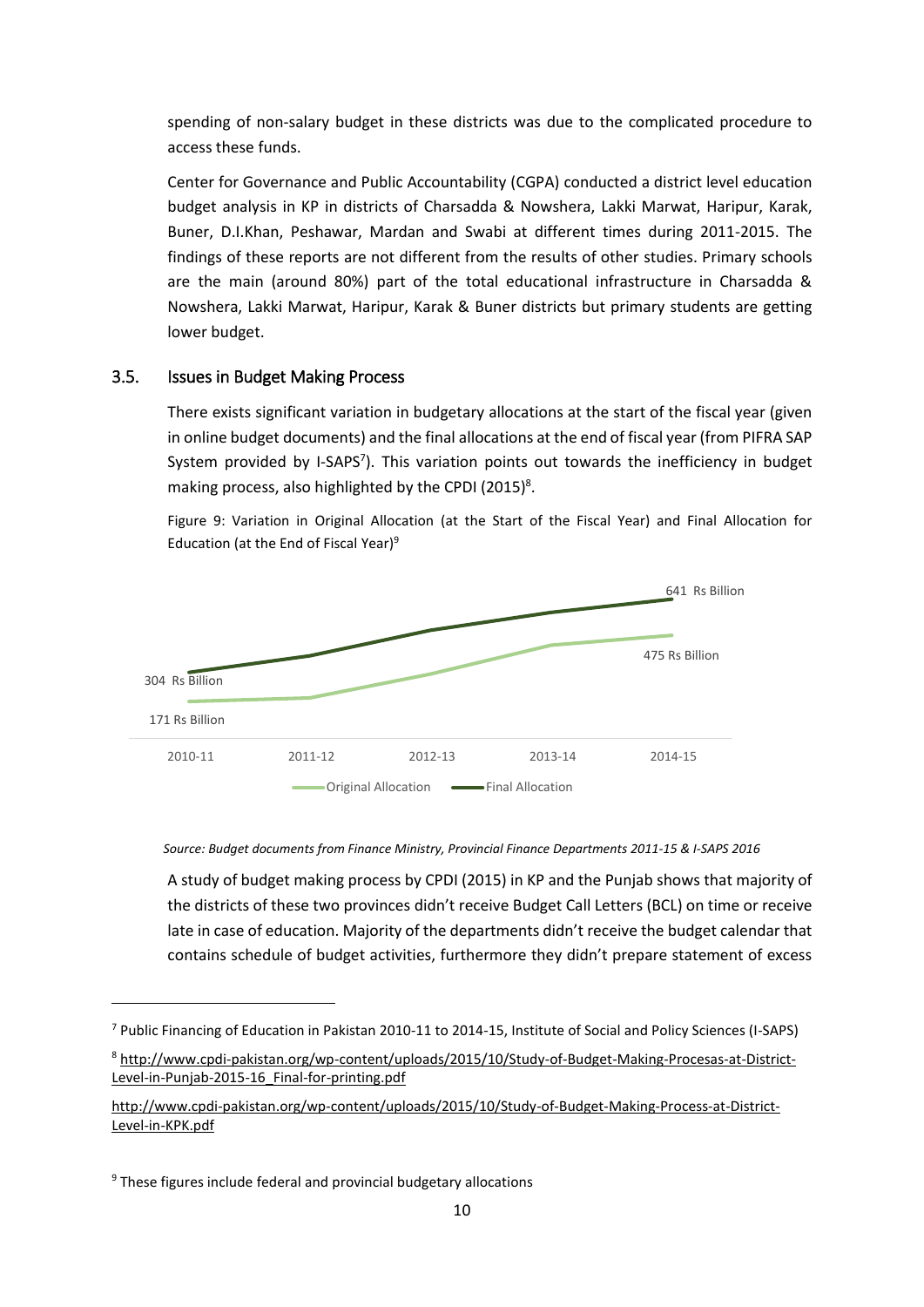spending of non-salary budget in these districts was due to the complicated procedure to access these funds.

Center for Governance and Public Accountability (CGPA) conducted a district level education budget analysis in KP in districts of Charsadda & Nowshera, Lakki Marwat, Haripur, Karak, Buner, D.I.Khan, Peshawar, Mardan and Swabi at different times during 2011-2015. The findings of these reports are not different from the results of other studies. Primary schools are the main (around 80%) part of the total educational infrastructure in Charsadda & Nowshera, Lakki Marwat, Haripur, Karak & Buner districts but primary students are getting lower budget.

### 3.5. Issues in Budget Making Process

There exists significant variation in budgetary allocations at the start of the fiscal year (given in online budget documents) and the final allocations at the end of fiscal year (from PIFRA SAP System provided by I-SAPS[7]). This variation points out towards the inefficiency in budget making process, also highlighted by the CPDI (2015)[8].

Figure 9: Variation in Original Allocation (at the Start of the Fiscal Year) and Final Allocation for Education (at the End of Fiscal Year)[9]

641 Rs Billion

475 Rs Billion

304 Rs Billion

171 Rs Billion

2010-11 | 2011-12 | 2012-13 | 2013-14 | 2014-15

Original Allocation | Final Allocation

*Source: Budget documents from Finance Ministry, Provincial Finance Departments 2011-15 & I-SAPS 2016*

A study of budget making process by CPDI (2015) in KP and the Punjab shows that majority of the districts of these two provinces didn't receive Budget Call Letters (BCL) on time or receive late in case of education. Majority of the departments didn't receive the budget calendar that contains schedule of budget activities, furthermore they didn't prepare statement of excess

---

[7] Public Financing of Education in Pakistan 2010-11 to 2014-15, Institute of Social and Policy Sciences (I-SAPS)

[8] http://www.cpdi-pakistan.org/wp-content/uploads/2015/10/Study-of-Budget-Making-Procesas-at-District-Level-in-Punjab-2015-16_Final-for-printing.pdf

http://www.cpdi-pakistan.org/wp-content/uploads/2015/10/Study-of-Budget-Making-Process-at-District-Level-in-KPK.pdf

[9] These figures include federal and provincial budgetary allocations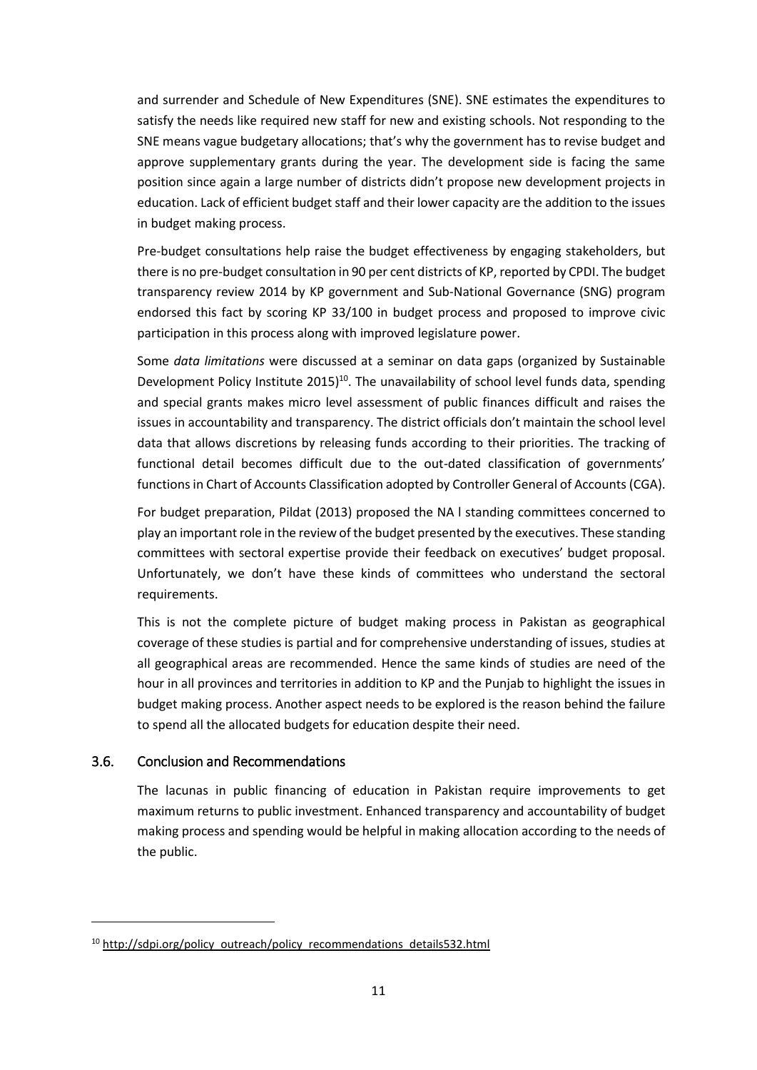and surrender and Schedule of New Expenditures (SNE). SNE estimates the expenditures to satisfy the needs like required new staff for new and existing schools. Not responding to the SNE means vague budgetary allocations; that's why the government has to revise budget and approve supplementary grants during the year. The development side is facing the same position since again a large number of districts didn't propose new development projects in education. Lack of efficient budget staff and their lower capacity are the addition to the issues in budget making process.

Pre-budget consultations help raise the budget effectiveness by engaging stakeholders, but there is no pre-budget consultation in 90 per cent districts of KP, reported by CPDI. The budget transparency review 2014 by KP government and Sub-National Governance (SNG) program endorsed this fact by scoring KP 33/100 in budget process and proposed to improve civic participation in this process along with improved legislature power.

Some *data limitations* were discussed at a seminar on data gaps (organized by Sustainable Development Policy Institute 2015)[10]. The unavailability of school level funds data, spending and special grants makes micro level assessment of public finances difficult and raises the issues in accountability and transparency. The district officials don't maintain the school level data that allows discretions by releasing funds according to their priorities. The tracking of functional detail becomes difficult due to the out-dated classification of governments' functions in Chart of Accounts Classification adopted by Controller General of Accounts (CGA).

For budget preparation, Pildat (2013) proposed the NA l standing committees concerned to play an important role in the review of the budget presented by the executives. These standing committees with sectoral expertise provide their feedback on executives' budget proposal. Unfortunately, we don't have these kinds of committees who understand the sectoral requirements.

This is not the complete picture of budget making process in Pakistan as geographical coverage of these studies is partial and for comprehensive understanding of issues, studies at all geographical areas are recommended. Hence the same kinds of studies are need of the hour in all provinces and territories in addition to KP and the Punjab to highlight the issues in budget making process. Another aspect needs to be explored is the reason behind the failure to spend all the allocated budgets for education despite their need.

## 3.6. Conclusion and Recommendations

The lacunas in public financing of education in Pakistan require improvements to get maximum returns to public investment. Enhanced transparency and accountability of budget making process and spending would be helpful in making allocation according to the needs of the public.

---

[10] http://sdpi.org/policy_outreach/policy_recommendations_details532.html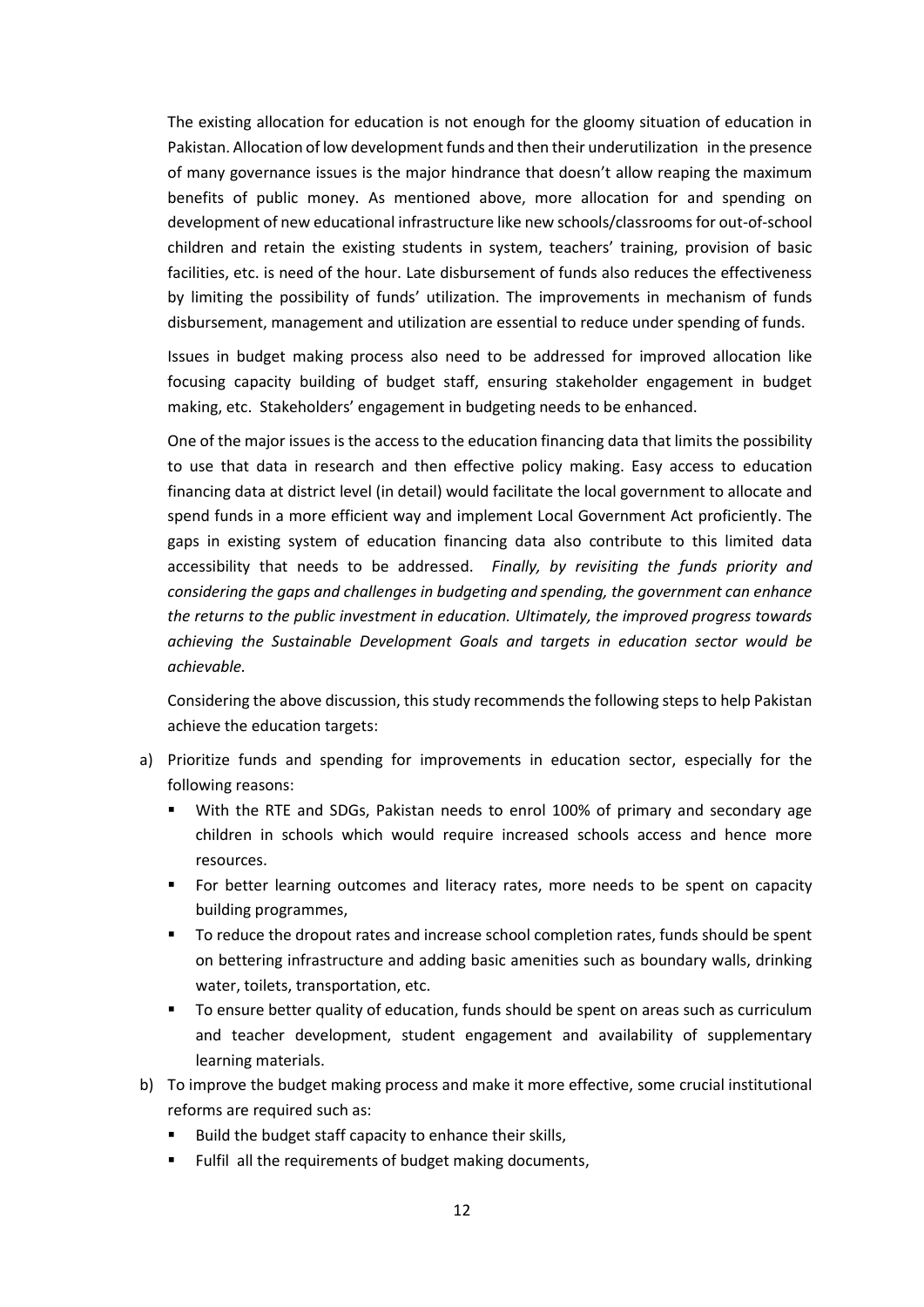The existing allocation for education is not enough for the gloomy situation of education in Pakistan. Allocation of low development funds and then their underutilization in the presence of many governance issues is the major hindrance that doesn't allow reaping the maximum benefits of public money. As mentioned above, more allocation for and spending on development of new educational infrastructure like new schools/classrooms for out-of-school children and retain the existing students in system, teachers' training, provision of basic facilities, etc. is need of the hour. Late disbursement of funds also reduces the effectiveness by limiting the possibility of funds' utilization. The improvements in mechanism of funds disbursement, management and utilization are essential to reduce under spending of funds.

Issues in budget making process also need to be addressed for improved allocation like focusing capacity building of budget staff, ensuring stakeholder engagement in budget making, etc. Stakeholders' engagement in budgeting needs to be enhanced.

One of the major issues is the access to the education financing data that limits the possibility to use that data in research and then effective policy making. Easy access to education financing data at district level (in detail) would facilitate the local government to allocate and spend funds in a more efficient way and implement Local Government Act proficiently. The gaps in existing system of education financing data also contribute to this limited data accessibility that needs to be addressed. *Finally, by revisiting the funds priority and considering the gaps and challenges in budgeting and spending, the government can enhance the returns to the public investment in education. Ultimately, the improved progress towards achieving the Sustainable Development Goals and targets in education sector would be achievable.*

Considering the above discussion, this study recommends the following steps to help Pakistan achieve the education targets:

a) Prioritize funds and spending for improvements in education sector, especially for the following reasons:
   - With the RTE and SDGs, Pakistan needs to enrol 100% of primary and secondary age children in schools which would require increased schools access and hence more resources.
   - For better learning outcomes and literacy rates, more needs to be spent on capacity building programmes,
   - To reduce the dropout rates and increase school completion rates, funds should be spent on bettering infrastructure and adding basic amenities such as boundary walls, drinking water, toilets, transportation, etc.
   - To ensure better quality of education, funds should be spent on areas such as curriculum and teacher development, student engagement and availability of supplementary learning materials.

b) To improve the budget making process and make it more effective, some crucial institutional reforms are required such as:
   - Build the budget staff capacity to enhance their skills,
   - Fulfil all the requirements of budget making documents,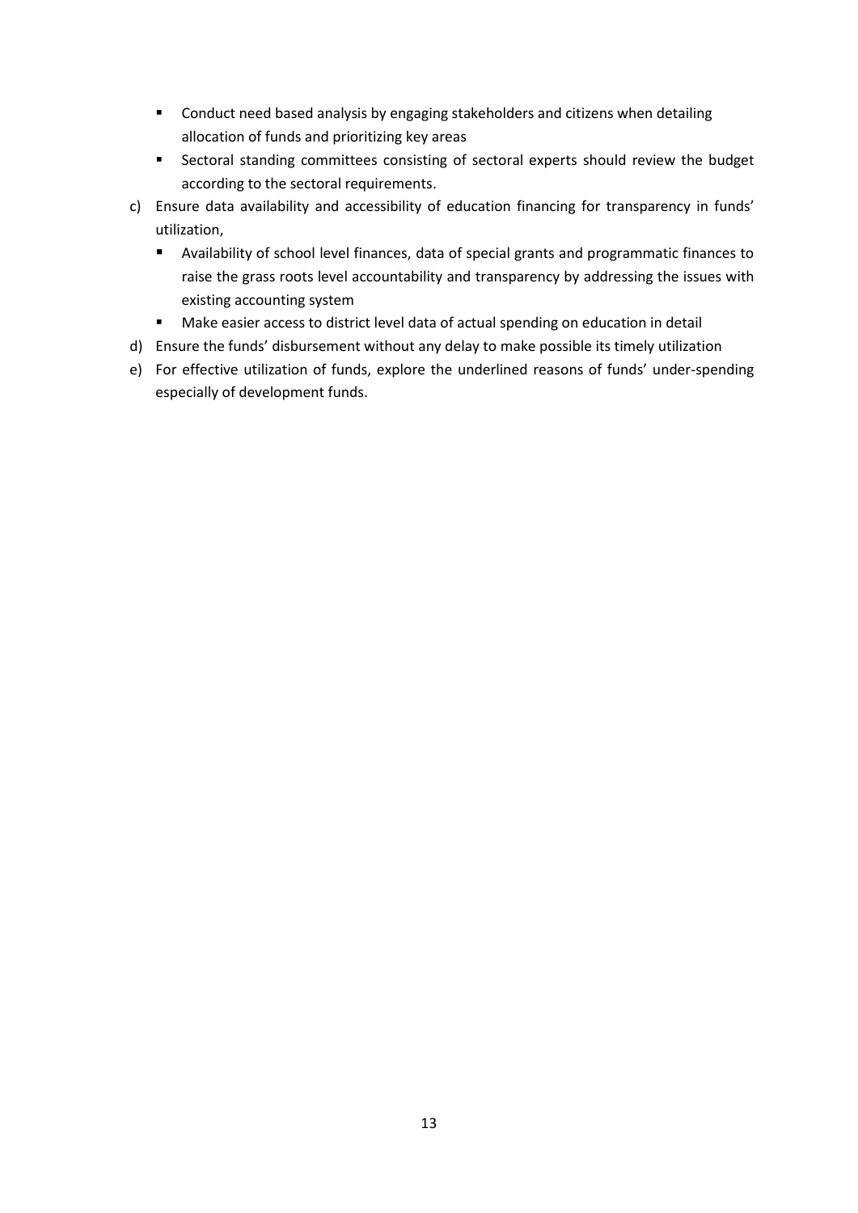- Conduct need based analysis by engaging stakeholders and citizens when detailing allocation of funds and prioritizing key areas
- Sectoral standing committees consisting of sectoral experts should review the budget according to the sectoral requirements.

c) Ensure data availability and accessibility of education financing for transparency in funds' utilization,
   - Availability of school level finances, data of special grants and programmatic finances to raise the grass roots level accountability and transparency by addressing the issues with existing accounting system
   - Make easier access to district level data of actual spending on education in detail

d) Ensure the funds' disbursement without any delay to make possible its timely utilization

e) For effective utilization of funds, explore the underlined reasons of funds' under-spending especially of development funds.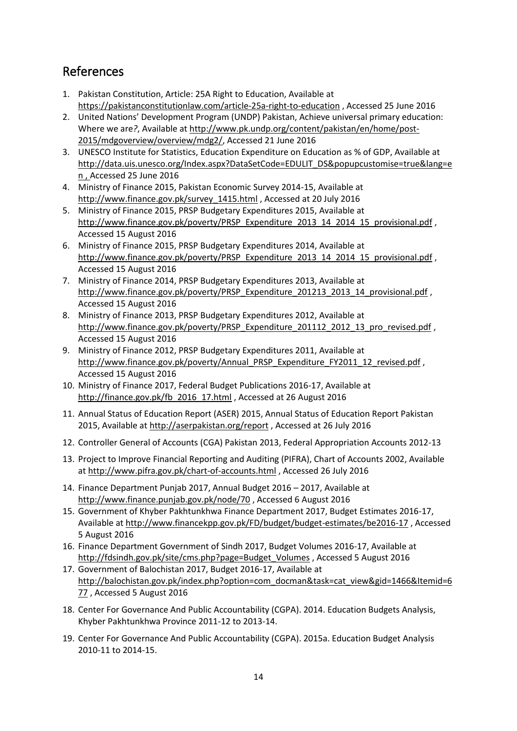## References

1. Pakistan Constitution, Article: 25A Right to Education, Available at https://pakistanconstitutionlaw.com/article-25a-right-to-education , Accessed 25 June 2016
2. United Nations' Development Program (UNDP) Pakistan, Achieve universal primary education: Where we are*?*, Available at http://www.pk.undp.org/content/pakistan/en/home/post-2015/mdgoverview/overview/mdg2/, Accessed 21 June 2016
3. UNESCO Institute for Statistics, Education Expenditure on Education as % of GDP, Available at http://data.uis.unesco.org/Index.aspx?DataSetCode=EDULIT_DS&popupcustomise=true&lang=en , Accessed 25 June 2016
4. Ministry of Finance 2015, Pakistan Economic Survey 2014-15, Available at http://www.finance.gov.pk/survey_1415.html , Accessed at 20 July 2016
5. Ministry of Finance 2015, PRSP Budgetary Expenditures 2015, Available at http://www.finance.gov.pk/poverty/PRSP_Expenditure_2013_14_2014_15_provisional.pdf , Accessed 15 August 2016
6. Ministry of Finance 2015, PRSP Budgetary Expenditures 2014, Available at http://www.finance.gov.pk/poverty/PRSP_Expenditure_2013_14_2014_15_provisional.pdf , Accessed 15 August 2016
7. Ministry of Finance 2014, PRSP Budgetary Expenditures 2013, Available at http://www.finance.gov.pk/poverty/PRSP_Expenditure_201213_2013_14_provisional.pdf , Accessed 15 August 2016
8. Ministry of Finance 2013, PRSP Budgetary Expenditures 2012, Available at http://www.finance.gov.pk/poverty/PRSP_Expenditure_201112_2012_13_pro_revised.pdf , Accessed 15 August 2016
9. Ministry of Finance 2012, PRSP Budgetary Expenditures 2011, Available at http://www.finance.gov.pk/poverty/Annual_PRSP_Expenditure_FY2011_12_revised.pdf , Accessed 15 August 2016
10. Ministry of Finance 2017, Federal Budget Publications 2016-17, Available at http://finance.gov.pk/fb_2016_17.html , Accessed at 26 August 2016
11. Annual Status of Education Report (ASER) 2015, Annual Status of Education Report Pakistan 2015, Available at http://aserpakistan.org/report , Accessed at 26 July 2016
12. Controller General of Accounts (CGA) Pakistan 2013, Federal Appropriation Accounts 2012-13
13. Project to Improve Financial Reporting and Auditing (PIFRA), Chart of Accounts 2002, Available at http://www.pifra.gov.pk/chart-of-accounts.html , Accessed 26 July 2016
14. Finance Department Punjab 2017, Annual Budget 2016 – 2017, Available at http://www.finance.punjab.gov.pk/node/70 , Accessed 6 August 2016
15. Government of Khyber Pakhtunkhwa Finance Department 2017, Budget Estimates 2016-17, Available at http://www.financekpp.gov.pk/FD/budget/budget-estimates/be2016-17 , Accessed 5 August 2016
16. Finance Department Government of Sindh 2017, Budget Volumes 2016-17, Available at http://fdsindh.gov.pk/site/cms.php?page=Budget_Volumes , Accessed 5 August 2016
17. Government of Balochistan 2017, Budget 2016-17, Available at http://balochistan.gov.pk/index.php?option=com_docman&task=cat_view&gid=1466&Itemid=677 , Accessed 5 August 2016
18. Center For Governance And Public Accountability (CGPA). 2014. Education Budgets Analysis, Khyber Pakhtunkhwa Province 2011-12 to 2013-14.
19. Center For Governance And Public Accountability (CGPA). 2015a. Education Budget Analysis 2010-11 to 2014-15.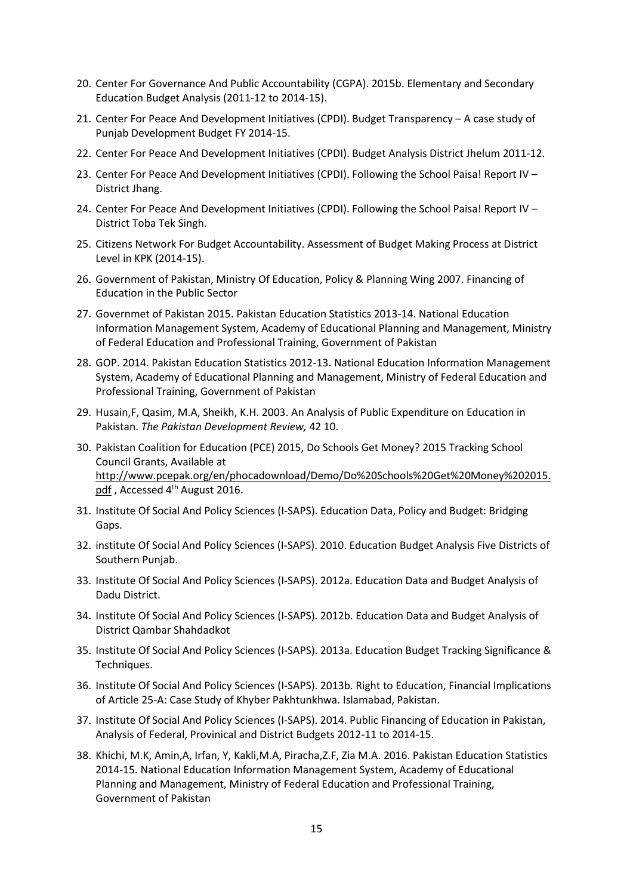20. Center For Governance And Public Accountability (CGPA). 2015b. Elementary and Secondary Education Budget Analysis (2011-12 to 2014-15).
21. Center For Peace And Development Initiatives (CPDI). Budget Transparency – A case study of Punjab Development Budget FY 2014-15.
22. Center For Peace And Development Initiatives (CPDI). Budget Analysis District Jhelum 2011-12.
23. Center For Peace And Development Initiatives (CPDI). Following the School Paisa! Report IV – District Jhang.
24. Center For Peace And Development Initiatives (CPDI). Following the School Paisa! Report IV – District Toba Tek Singh.
25. Citizens Network For Budget Accountability. Assessment of Budget Making Process at District Level in KPK (2014-15).
26. Government of Pakistan, Ministry Of Education, Policy & Planning Wing 2007. Financing of Education in the Public Sector
27. Governmet of Pakistan 2015. Pakistan Education Statistics 2013-14. National Education Information Management System, Academy of Educational Planning and Management, Ministry of Federal Education and Professional Training, Government of Pakistan
28. GOP. 2014. Pakistan Education Statistics 2012-13. National Education Information Management System, Academy of Educational Planning and Management, Ministry of Federal Education and Professional Training, Government of Pakistan
29. Husain,F, Qasim, M.A, Sheikh, K.H. 2003. An Analysis of Public Expenditure on Education in Pakistan. *The Pakistan Development Review,* 42 10.
30. Pakistan Coalition for Education (PCE) 2015, Do Schools Get Money? 2015 Tracking School Council Grants, Available at http://www.pcepak.org/en/phocadownload/Demo/Do%20Schools%20Get%20Money%202015.pdf , Accessed 4th August 2016.
31. Institute Of Social And Policy Sciences (I-SAPS). Education Data, Policy and Budget: Bridging Gaps.
32. institute Of Social And Policy Sciences (I-SAPS). 2010. Education Budget Analysis Five Districts of Southern Punjab.
33. Institute Of Social And Policy Sciences (I-SAPS). 2012a. Education Data and Budget Analysis of Dadu District.
34. Institute Of Social And Policy Sciences (I-SAPS). 2012b. Education Data and Budget Analysis of District Qambar Shahdadkot
35. Institute Of Social And Policy Sciences (I-SAPS). 2013a. Education Budget Tracking Significance & Techniques.
36. Institute Of Social And Policy Sciences (I-SAPS). 2013b. Right to Education, Financial Implications of Article 25-A: Case Study of Khyber Pakhtunkhwa. Islamabad, Pakistan.
37. Institute Of Social And Policy Sciences (I-SAPS). 2014. Public Financing of Education in Pakistan, Analysis of Federal, Provinical and District Budgets 2012-11 to 2014-15.
38. Khichi, M.K, Amin,A, Irfan, Y, Kakli,M.A, Piracha,Z.F, Zia M.A. 2016. Pakistan Education Statistics 2014-15. National Education Information Management System, Academy of Educational Planning and Management, Ministry of Federal Education and Professional Training, Government of Pakistan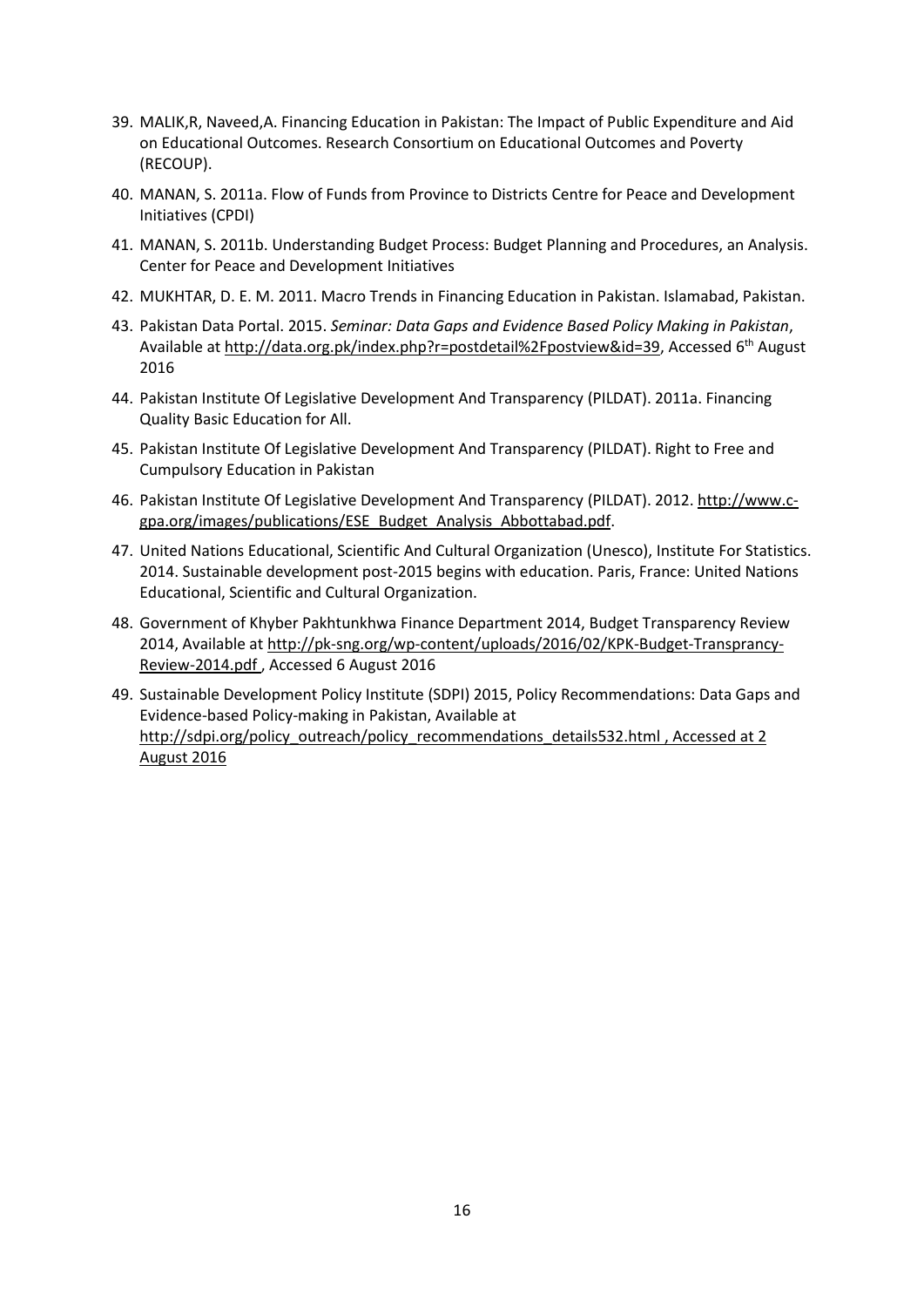39. MALIK,R, Naveed,A. Financing Education in Pakistan: The Impact of Public Expenditure and Aid on Educational Outcomes. Research Consortium on Educational Outcomes and Poverty (RECOUP).
40. MANAN, S. 2011a. Flow of Funds from Province to Districts Centre for Peace and Development Initiatives (CPDI)
41. MANAN, S. 2011b. Understanding Budget Process: Budget Planning and Procedures, an Analysis. Center for Peace and Development Initiatives
42. MUKHTAR, D. E. M. 2011. Macro Trends in Financing Education in Pakistan. Islamabad, Pakistan.
43. Pakistan Data Portal. 2015. *Seminar: Data Gaps and Evidence Based Policy Making in Pakistan*, Available at http://data.org.pk/index.php?r=postdetail%2Fpostview&id=39, Accessed 6th August 2016
44. Pakistan Institute Of Legislative Development And Transparency (PILDAT). 2011a. Financing Quality Basic Education for All.
45. Pakistan Institute Of Legislative Development And Transparency (PILDAT). Right to Free and Cumpulsory Education in Pakistan
46. Pakistan Institute Of Legislative Development And Transparency (PILDAT). 2012. http://www.c-gpa.org/images/publications/ESE_Budget_Analysis_Abbottabad.pdf.
47. United Nations Educational, Scientific And Cultural Organization (Unesco), Institute For Statistics. 2014. Sustainable development post-2015 begins with education. Paris, France: United Nations Educational, Scientific and Cultural Organization.
48. Government of Khyber Pakhtunkhwa Finance Department 2014, Budget Transparency Review 2014, Available at http://pk-sng.org/wp-content/uploads/2016/02/KPK-Budget-Transprancy-Review-2014.pdf , Accessed 6 August 2016
49. Sustainable Development Policy Institute (SDPI) 2015, Policy Recommendations: Data Gaps and Evidence-based Policy-making in Pakistan, Available at http://sdpi.org/policy_outreach/policy_recommendations_details532.html , Accessed at 2 August 2016